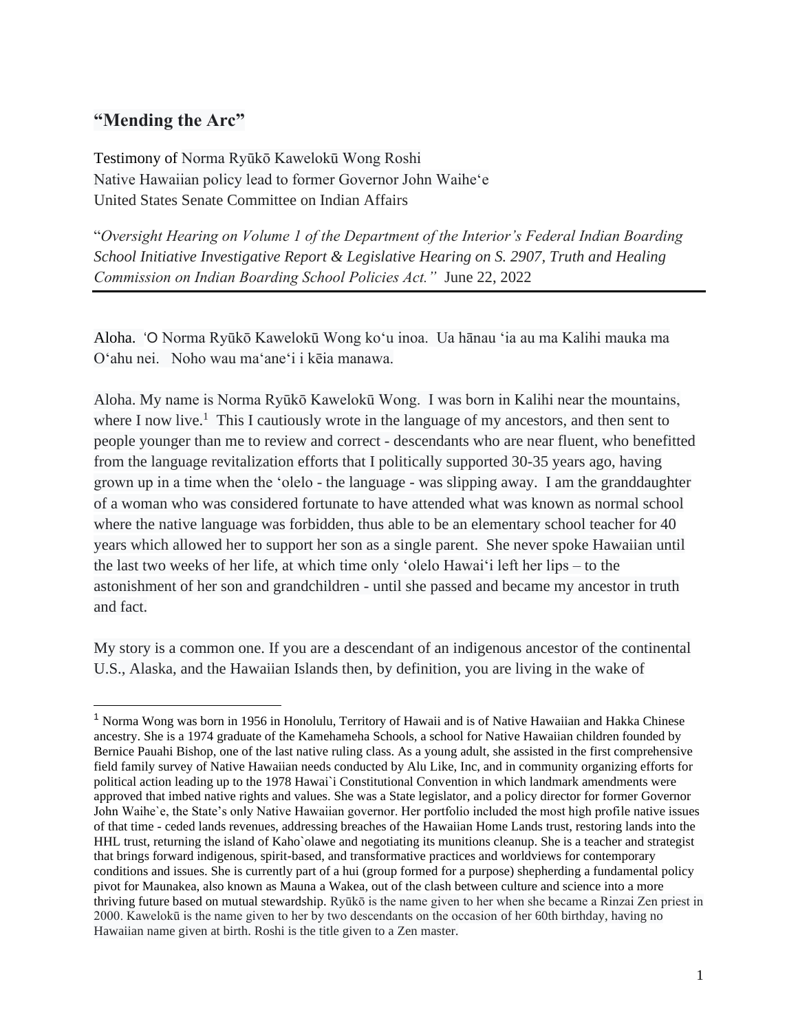## "Mending the Arc"

Testimony of Norma Ryūkō Kawelokū Wong Roshi
Native Hawaiian policy lead to former Governor John Waiheʻe
United States Senate Committee on Indian Affairs

"*Oversight Hearing on Volume 1 of the Department of the Interior's Federal Indian Boarding School Initiative Investigative Report & Legislative Hearing on S. 2907, Truth and Healing Commission on Indian Boarding School Policies Act."* June 22, 2022

---

Aloha. ʻO Norma Ryūkō Kawelokū Wong koʻu inoa. Ua hānau ʻia au ma Kalihi mauka ma Oʻahu nei. Noho wau maʻaneʻi i kēia manawa.

Aloha. My name is Norma Ryūkō Kawelokū Wong. I was born in Kalihi near the mountains, where I now live.[1] This I cautiously wrote in the language of my ancestors, and then sent to people younger than me to review and correct - descendants who are near fluent, who benefitted from the language revitalization efforts that I politically supported 30-35 years ago, having grown up in a time when the ʻolelo - the language - was slipping away. I am the granddaughter of a woman who was considered fortunate to have attended what was known as normal school where the native language was forbidden, thus able to be an elementary school teacher for 40 years which allowed her to support her son as a single parent. She never spoke Hawaiian until the last two weeks of her life, at which time only ʻolelo Hawaiʻi left her lips – to the astonishment of her son and grandchildren - until she passed and became my ancestor in truth and fact.

My story is a common one. If you are a descendant of an indigenous ancestor of the continental U.S., Alaska, and the Hawaiian Islands then, by definition, you are living in the wake of

---

[1] Norma Wong was born in 1956 in Honolulu, Territory of Hawaii and is of Native Hawaiian and Hakka Chinese ancestry. She is a 1974 graduate of the Kamehameha Schools, a school for Native Hawaiian children founded by Bernice Pauahi Bishop, one of the last native ruling class. As a young adult, she assisted in the first comprehensive field family survey of Native Hawaiian needs conducted by Alu Like, Inc, and in community organizing efforts for political action leading up to the 1978 Hawai`i Constitutional Convention in which landmark amendments were approved that imbed native rights and values. She was a State legislator, and a policy director for former Governor John Waihe`e, the State's only Native Hawaiian governor. Her portfolio included the most high profile native issues of that time - ceded lands revenues, addressing breaches of the Hawaiian Home Lands trust, restoring lands into the HHL trust, returning the island of Kaho`olawe and negotiating its munitions cleanup. She is a teacher and strategist that brings forward indigenous, spirit-based, and transformative practices and worldviews for contemporary conditions and issues. She is currently part of a hui (group formed for a purpose) shepherding a fundamental policy pivot for Maunakea, also known as Mauna a Wakea, out of the clash between culture and science into a more thriving future based on mutual stewardship. Ryūkō is the name given to her when she became a Rinzai Zen priest in 2000. Kawelokū is the name given to her by two descendants on the occasion of her 60th birthday, having no Hawaiian name given at birth. Roshi is the title given to a Zen master.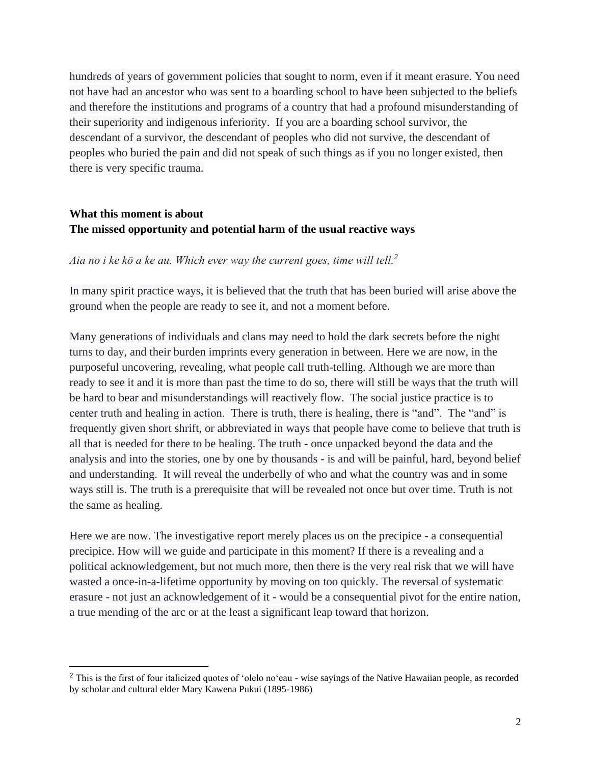hundreds of years of government policies that sought to norm, even if it meant erasure. You need not have had an ancestor who was sent to a boarding school to have been subjected to the beliefs and therefore the institutions and programs of a country that had a profound misunderstanding of their superiority and indigenous inferiority. If you are a boarding school survivor, the descendant of a survivor, the descendant of peoples who did not survive, the descendant of peoples who buried the pain and did not speak of such things as if you no longer existed, then there is very specific trauma.

**What this moment is about**
**The missed opportunity and potential harm of the usual reactive ways**

*Aia no i ke kō a ke au. Which ever way the current goes, time will tell.*[2]

In many spirit practice ways, it is believed that the truth that has been buried will arise above the ground when the people are ready to see it, and not a moment before.

Many generations of individuals and clans may need to hold the dark secrets before the night turns to day, and their burden imprints every generation in between. Here we are now, in the purposeful uncovering, revealing, what people call truth-telling. Although we are more than ready to see it and it is more than past the time to do so, there will still be ways that the truth will be hard to bear and misunderstandings will reactively flow. The social justice practice is to center truth and healing in action. There is truth, there is healing, there is "and". The "and" is frequently given short shrift, or abbreviated in ways that people have come to believe that truth is all that is needed for there to be healing. The truth - once unpacked beyond the data and the analysis and into the stories, one by one by thousands - is and will be painful, hard, beyond belief and understanding. It will reveal the underbelly of who and what the country was and in some ways still is. The truth is a prerequisite that will be revealed not once but over time. Truth is not the same as healing.

Here we are now. The investigative report merely places us on the precipice - a consequential precipice. How will we guide and participate in this moment? If there is a revealing and a political acknowledgement, but not much more, then there is the very real risk that we will have wasted a once-in-a-lifetime opportunity by moving on too quickly. The reversal of systematic erasure - not just an acknowledgement of it - would be a consequential pivot for the entire nation, a true mending of the arc or at the least a significant leap toward that horizon.

---

[2] This is the first of four italicized quotes of ʻolelo noʻeau - wise sayings of the Native Hawaiian people, as recorded by scholar and cultural elder Mary Kawena Pukui (1895-1986)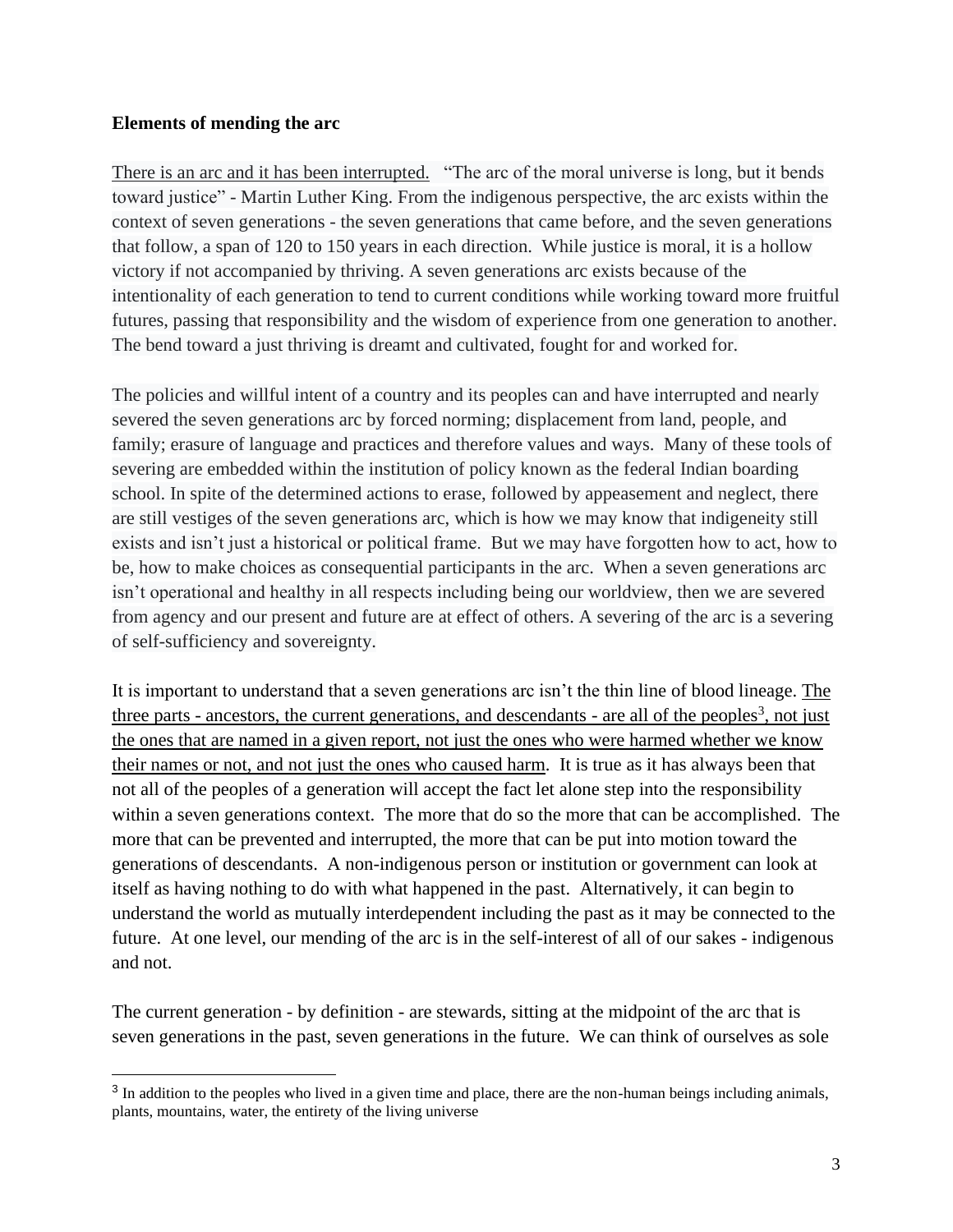**Elements of mending the arc**

There is an arc and it has been interrupted. "The arc of the moral universe is long, but it bends toward justice" - Martin Luther King. From the indigenous perspective, the arc exists within the context of seven generations - the seven generations that came before, and the seven generations that follow, a span of 120 to 150 years in each direction. While justice is moral, it is a hollow victory if not accompanied by thriving. A seven generations arc exists because of the intentionality of each generation to tend to current conditions while working toward more fruitful futures, passing that responsibility and the wisdom of experience from one generation to another. The bend toward a just thriving is dreamt and cultivated, fought for and worked for.

The policies and willful intent of a country and its peoples can and have interrupted and nearly severed the seven generations arc by forced norming; displacement from land, people, and family; erasure of language and practices and therefore values and ways. Many of these tools of severing are embedded within the institution of policy known as the federal Indian boarding school. In spite of the determined actions to erase, followed by appeasement and neglect, there are still vestiges of the seven generations arc, which is how we may know that indigeneity still exists and isn't just a historical or political frame. But we may have forgotten how to act, how to be, how to make choices as consequential participants in the arc. When a seven generations arc isn't operational and healthy in all respects including being our worldview, then we are severed from agency and our present and future are at effect of others. A severing of the arc is a severing of self-sufficiency and sovereignty.

It is important to understand that a seven generations arc isn't the thin line of blood lineage. The three parts - ancestors, the current generations, and descendants - are all of the peoples[3], not just the ones that are named in a given report, not just the ones who were harmed whether we know their names or not, and not just the ones who caused harm. It is true as it has always been that not all of the peoples of a generation will accept the fact let alone step into the responsibility within a seven generations context. The more that do so the more that can be accomplished. The more that can be prevented and interrupted, the more that can be put into motion toward the generations of descendants. A non-indigenous person or institution or government can look at itself as having nothing to do with what happened in the past. Alternatively, it can begin to understand the world as mutually interdependent including the past as it may be connected to the future. At one level, our mending of the arc is in the self-interest of all of our sakes - indigenous and not.

The current generation - by definition - are stewards, sitting at the midpoint of the arc that is seven generations in the past, seven generations in the future. We can think of ourselves as sole

[3] In addition to the peoples who lived in a given time and place, there are the non-human beings including animals, plants, mountains, water, the entirety of the living universe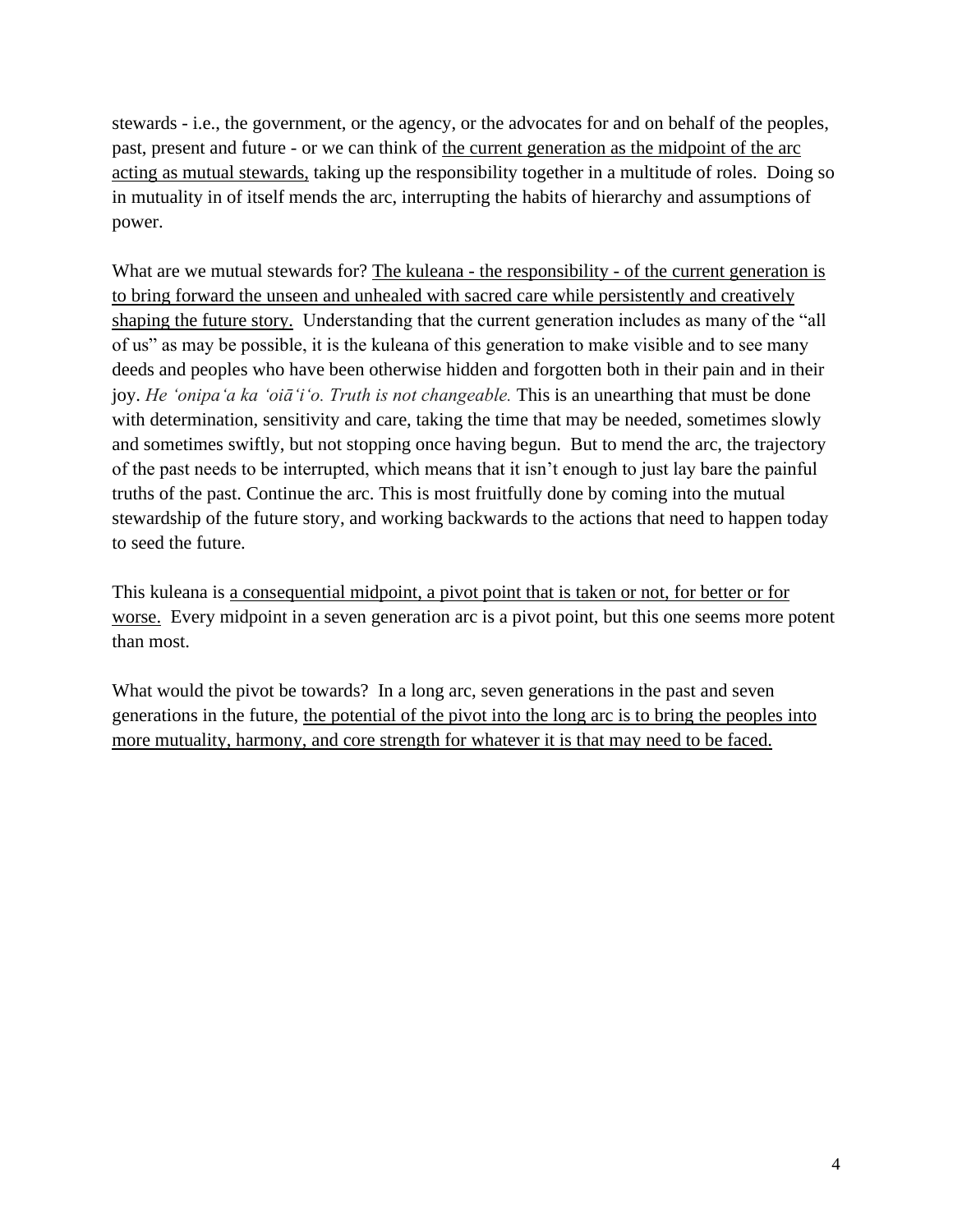stewards - i.e., the government, or the agency, or the advocates for and on behalf of the peoples, past, present and future - or we can think of <u>the current generation as the midpoint of the arc acting as mutual stewards,</u> taking up the responsibility together in a multitude of roles. Doing so in mutuality in of itself mends the arc, interrupting the habits of hierarchy and assumptions of power.

What are we mutual stewards for? <u>The kuleana - the responsibility - of the current generation is to bring forward the unseen and unhealed with sacred care while persistently and creatively shaping the future story.</u> Understanding that the current generation includes as many of the "all of us" as may be possible, it is the kuleana of this generation to make visible and to see many deeds and peoples who have been otherwise hidden and forgotten both in their pain and in their joy. *He ʻonipaʻa ka ʻoiāʻiʻo. Truth is not changeable.* This is an unearthing that must be done with determination, sensitivity and care, taking the time that may be needed, sometimes slowly and sometimes swiftly, but not stopping once having begun. But to mend the arc, the trajectory of the past needs to be interrupted, which means that it isn't enough to just lay bare the painful truths of the past. Continue the arc. This is most fruitfully done by coming into the mutual stewardship of the future story, and working backwards to the actions that need to happen today to seed the future.

This kuleana is <u>a consequential midpoint, a pivot point that is taken or not, for better or for worse.</u> Every midpoint in a seven generation arc is a pivot point, but this one seems more potent than most.

What would the pivot be towards? In a long arc, seven generations in the past and seven generations in the future, <u>the potential of the pivot into the long arc is to bring the peoples into more mutuality, harmony, and core strength for whatever it is that may need to be faced.</u>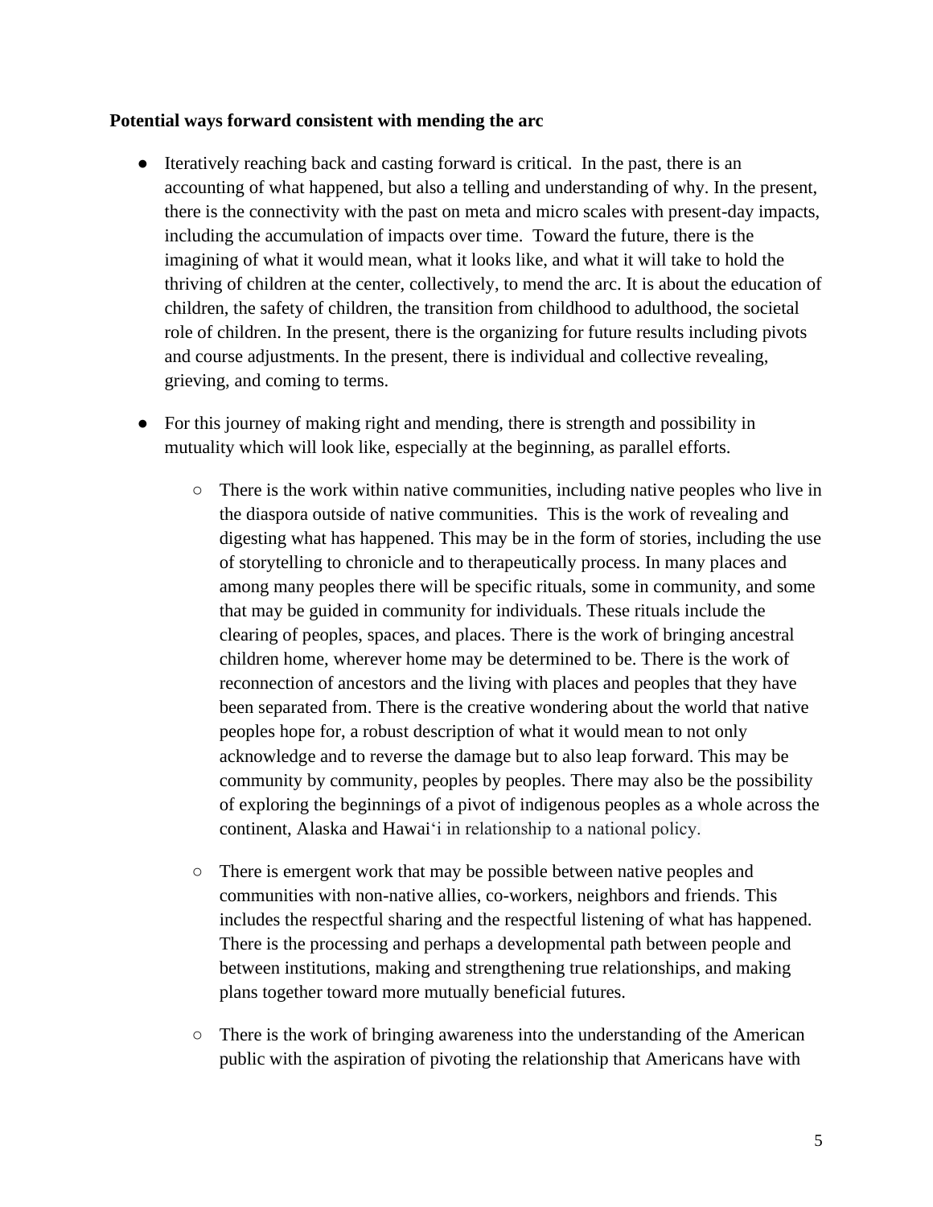**Potential ways forward consistent with mending the arc**

- Iteratively reaching back and casting forward is critical. In the past, there is an accounting of what happened, but also a telling and understanding of why. In the present, there is the connectivity with the past on meta and micro scales with present-day impacts, including the accumulation of impacts over time. Toward the future, there is the imagining of what it would mean, what it looks like, and what it will take to hold the thriving of children at the center, collectively, to mend the arc. It is about the education of children, the safety of children, the transition from childhood to adulthood, the societal role of children. In the present, there is the organizing for future results including pivots and course adjustments. In the present, there is individual and collective revealing, grieving, and coming to terms.

- For this journey of making right and mending, there is strength and possibility in mutuality which will look like, especially at the beginning, as parallel efforts.

  - There is the work within native communities, including native peoples who live in the diaspora outside of native communities. This is the work of revealing and digesting what has happened. This may be in the form of stories, including the use of storytelling to chronicle and to therapeutically process. In many places and among many peoples there will be specific rituals, some in community, and some that may be guided in community for individuals. These rituals include the clearing of peoples, spaces, and places. There is the work of bringing ancestral children home, wherever home may be determined to be. There is the work of reconnection of ancestors and the living with places and peoples that they have been separated from. There is the creative wondering about the world that native peoples hope for, a robust description of what it would mean to not only acknowledge and to reverse the damage but to also leap forward. This may be community by community, peoples by peoples. There may also be the possibility of exploring the beginnings of a pivot of indigenous peoples as a whole across the continent, Alaska and Hawaiʻi in relationship to a national policy.

  - There is emergent work that may be possible between native peoples and communities with non-native allies, co-workers, neighbors and friends. This includes the respectful sharing and the respectful listening of what has happened. There is the processing and perhaps a developmental path between people and between institutions, making and strengthening true relationships, and making plans together toward more mutually beneficial futures.

  - There is the work of bringing awareness into the understanding of the American public with the aspiration of pivoting the relationship that Americans have with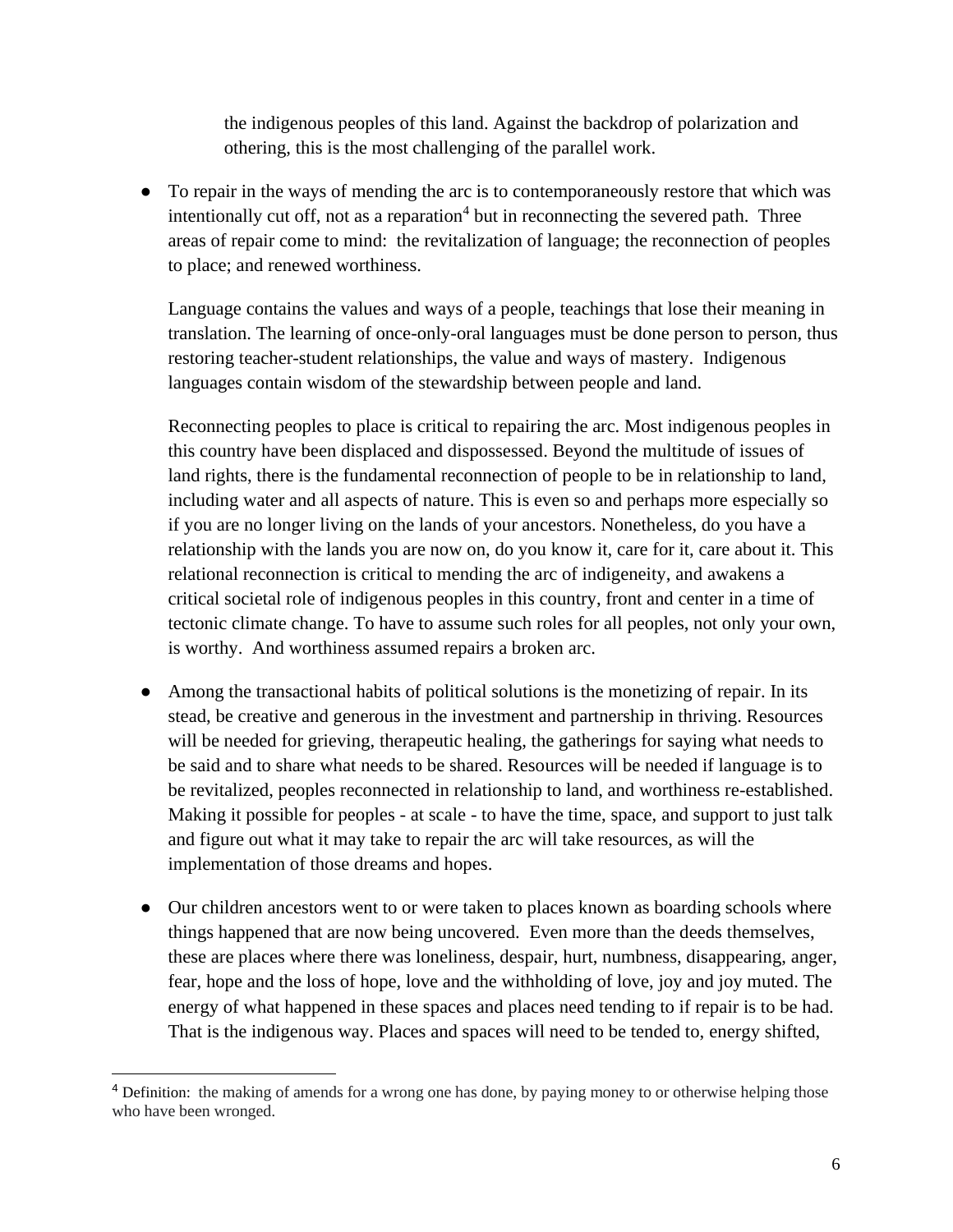the indigenous peoples of this land. Against the backdrop of polarization and othering, this is the most challenging of the parallel work.

- To repair in the ways of mending the arc is to contemporaneously restore that which was intentionally cut off, not as a reparation[4] but in reconnecting the severed path. Three areas of repair come to mind: the revitalization of language; the reconnection of peoples to place; and renewed worthiness.

  Language contains the values and ways of a people, teachings that lose their meaning in translation. The learning of once-only-oral languages must be done person to person, thus restoring teacher-student relationships, the value and ways of mastery. Indigenous languages contain wisdom of the stewardship between people and land.

  Reconnecting peoples to place is critical to repairing the arc. Most indigenous peoples in this country have been displaced and dispossessed. Beyond the multitude of issues of land rights, there is the fundamental reconnection of people to be in relationship to land, including water and all aspects of nature. This is even so and perhaps more especially so if you are no longer living on the lands of your ancestors. Nonetheless, do you have a relationship with the lands you are now on, do you know it, care for it, care about it. This relational reconnection is critical to mending the arc of indigeneity, and awakens a critical societal role of indigenous peoples in this country, front and center in a time of tectonic climate change. To have to assume such roles for all peoples, not only your own, is worthy. And worthiness assumed repairs a broken arc.

- Among the transactional habits of political solutions is the monetizing of repair. In its stead, be creative and generous in the investment and partnership in thriving. Resources will be needed for grieving, therapeutic healing, the gatherings for saying what needs to be said and to share what needs to be shared. Resources will be needed if language is to be revitalized, peoples reconnected in relationship to land, and worthiness re-established. Making it possible for peoples - at scale - to have the time, space, and support to just talk and figure out what it may take to repair the arc will take resources, as will the implementation of those dreams and hopes.

- Our children ancestors went to or were taken to places known as boarding schools where things happened that are now being uncovered. Even more than the deeds themselves, these are places where there was loneliness, despair, hurt, numbness, disappearing, anger, fear, hope and the loss of hope, love and the withholding of love, joy and joy muted. The energy of what happened in these spaces and places need tending to if repair is to be had. That is the indigenous way. Places and spaces will need to be tended to, energy shifted,

---

[4] Definition: the making of amends for a wrong one has done, by paying money to or otherwise helping those who have been wronged.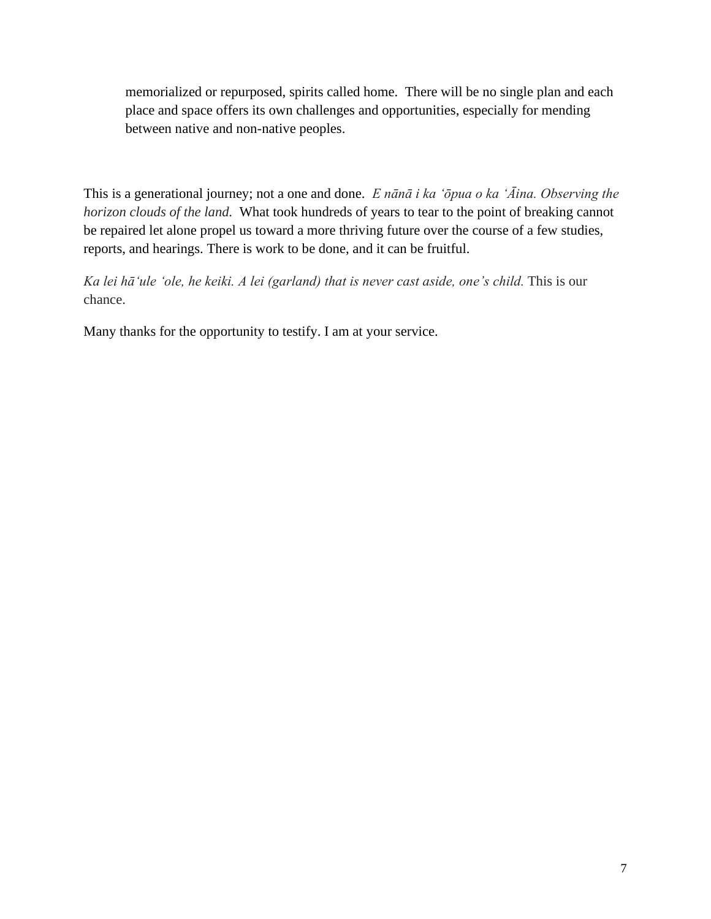> memorialized or repurposed, spirits called home.  There will be no single plan and each place and space offers its own challenges and opportunities, especially for mending between native and non-native peoples.

This is a generational journey; not a one and done.  *E nānā i ka ʻōpua o ka ʻĀina. Observing the horizon clouds of the land.*  What took hundreds of years to tear to the point of breaking cannot be repaired let alone propel us toward a more thriving future over the course of a few studies, reports, and hearings. There is work to be done, and it can be fruitful.

*Ka lei hāʻule ʻole, he keiki. A lei (garland) that is never cast aside, one's child.* This is our chance.

Many thanks for the opportunity to testify. I am at your service.